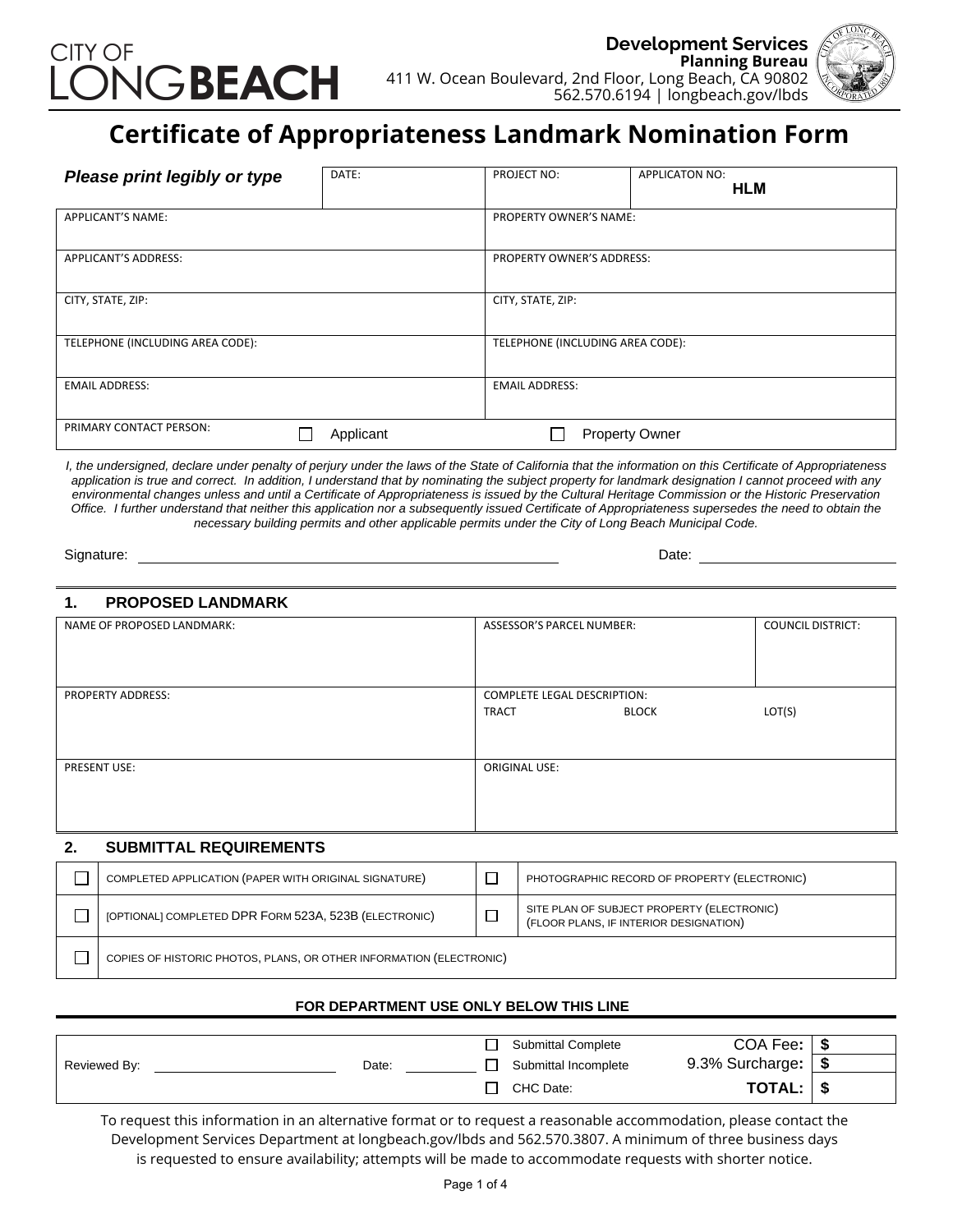CITY OF LONG**BEACH**

**Development Services**
**Planning Bureau**
411 W. Ocean Boulevard, 2nd Floor, Long Beach, CA 90802
562.570.6194 | longbeach.gov/lbds

# Certificate of Appropriateness Landmark Nomination Form

| ***Please print legibly or type*** | DATE: | PROJECT NO: | APPLICATON NO: **HLM** |
|---|---|---|---|
| APPLICANT'S NAME: | | PROPERTY OWNER'S NAME: | |
| APPLICANT'S ADDRESS: | | PROPERTY OWNER'S ADDRESS: | |
| CITY, STATE, ZIP: | | CITY, STATE, ZIP: | |
| TELEPHONE (INCLUDING AREA CODE): | | TELEPHONE (INCLUDING AREA CODE): | |
| EMAIL ADDRESS: | | EMAIL ADDRESS: | |
| PRIMARY CONTACT PERSON: | ☐ Applicant | ☐ Property Owner | |

*I, the undersigned, declare under penalty of perjury under the laws of the State of California that the information on this Certificate of Appropriateness application is true and correct. In addition, I understand that by nominating the subject property for landmark designation I cannot proceed with any environmental changes unless and until a Certificate of Appropriateness is issued by the Cultural Heritage Commission or the Historic Preservation Office. I further understand that neither this application nor a subsequently issued Certificate of Appropriateness supersedes the need to obtain the necessary building permits and other applicable permits under the City of Long Beach Municipal Code.*

Signature: ______________________________ Date: ______________

## 1. PROPOSED LANDMARK

| NAME OF PROPOSED LANDMARK: | ASSESSOR'S PARCEL NUMBER: | COUNCIL DISTRICT: |
|---|---|---|
| PROPERTY ADDRESS: | COMPLETE LEGAL DESCRIPTION: TRACT BLOCK LOT(S) | |
| PRESENT USE: | ORIGINAL USE: | |

## 2. SUBMITTAL REQUIREMENTS

| | | | |
|---|---|---|---|
| ☐ | COMPLETED APPLICATION (PAPER WITH ORIGINAL SIGNATURE) | ☐ | PHOTOGRAPHIC RECORD OF PROPERTY (ELECTRONIC) |
| ☐ | [OPTIONAL] COMPLETED DPR FORM 523A, 523B (ELECTRONIC) | ☐ | SITE PLAN OF SUBJECT PROPERTY (ELECTRONIC) (FLOOR PLANS, IF INTERIOR DESIGNATION) |
| ☐ | COPIES OF HISTORIC PHOTOS, PLANS, OR OTHER INFORMATION (ELECTRONIC) | | |

**FOR DEPARTMENT USE ONLY BELOW THIS LINE**

| | | | |
|---|---|---|---|
| Reviewed By: ____________ Date: ________ | ☐ Submittal Complete | COA Fee: | $ |
| | ☐ Submittal Incomplete | 9.3% Surcharge: | $ |
| | ☐ CHC Date: | **TOTAL:** | $ |

To request this information in an alternative format or to request a reasonable accommodation, please contact the Development Services Department at longbeach.gov/lbds and 562.570.3807. A minimum of three business days is requested to ensure availability; attempts will be made to accommodate requests with shorter notice.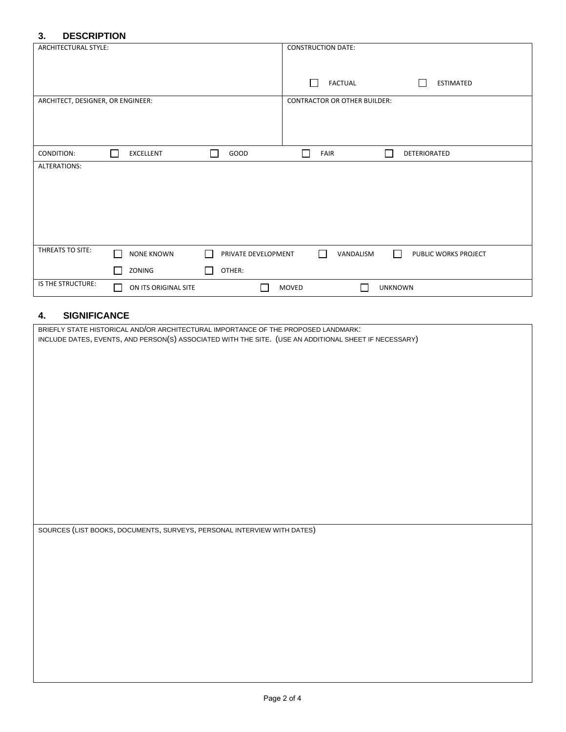## 3. DESCRIPTION

| ARCHITECTURAL STYLE: | CONSTRUCTION DATE: ☐ FACTUAL ☐ ESTIMATED |
|---|---|
| ARCHITECT, DESIGNER, OR ENGINEER: | CONTRACTOR OR OTHER BUILDER: |

CONDITION: ☐ EXCELLENT ☐ GOOD ☐ FAIR ☐ DETERIORATED

ALTERATIONS:

THREATS TO SITE: ☐ NONE KNOWN ☐ PRIVATE DEVELOPMENT ☐ VANDALISM ☐ PUBLIC WORKS PROJECT ☐ ZONING ☐ OTHER:

IS THE STRUCTURE: ☐ ON ITS ORIGINAL SITE ☐ MOVED ☐ UNKNOWN

## 4. SIGNIFICANCE

BRIEFLY STATE HISTORICAL AND/OR ARCHITECTURAL IMPORTANCE OF THE PROPOSED LANDMARK:
INCLUDE DATES, EVENTS, AND PERSON(S) ASSOCIATED WITH THE SITE. (USE AN ADDITIONAL SHEET IF NECESSARY)

SOURCES (LIST BOOKS, DOCUMENTS, SURVEYS, PERSONAL INTERVIEW WITH DATES)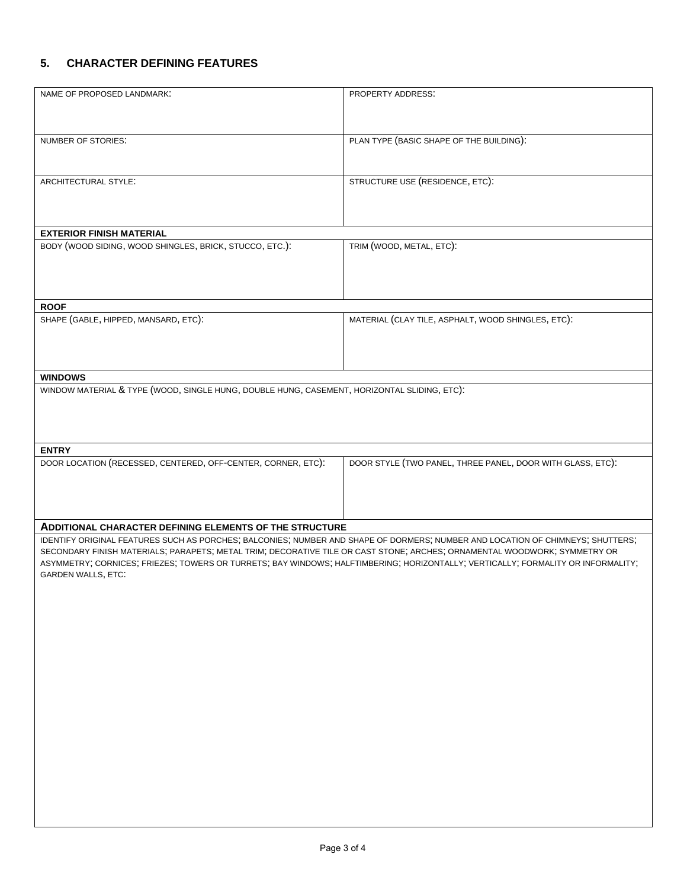## 5. CHARACTER DEFINING FEATURES

| NAME OF PROPOSED LANDMARK: | PROPERTY ADDRESS: |
|---|---|
| NUMBER OF STORIES: | PLAN TYPE (BASIC SHAPE OF THE BUILDING): |
| ARCHITECTURAL STYLE: | STRUCTURE USE (RESIDENCE, ETC): |
| **EXTERIOR FINISH MATERIAL** | |
| BODY (WOOD SIDING, WOOD SHINGLES, BRICK, STUCCO, ETC.): | TRIM (WOOD, METAL, ETC): |
| **ROOF** | |
| SHAPE (GABLE, HIPPED, MANSARD, ETC): | MATERIAL (CLAY TILE, ASPHALT, WOOD SHINGLES, ETC): |
| **WINDOWS** | |
| WINDOW MATERIAL & TYPE (WOOD, SINGLE HUNG, DOUBLE HUNG, CASEMENT, HORIZONTAL SLIDING, ETC): | |
| **ENTRY** | |
| DOOR LOCATION (RECESSED, CENTERED, OFF-CENTER, CORNER, ETC): | DOOR STYLE (TWO PANEL, THREE PANEL, DOOR WITH GLASS, ETC): |
| **ADDITIONAL CHARACTER DEFINING ELEMENTS OF THE STRUCTURE** | |
| IDENTIFY ORIGINAL FEATURES SUCH AS PORCHES; BALCONIES; NUMBER AND SHAPE OF DORMERS; NUMBER AND LOCATION OF CHIMNEYS; SHUTTERS; SECONDARY FINISH MATERIALS; PARAPETS; METAL TRIM; DECORATIVE TILE OR CAST STONE; ARCHES; ORNAMENTAL WOODWORK; SYMMETRY OR ASYMMETRY; CORNICES; FRIEZES; TOWERS OR TURRETS; BAY WINDOWS; HALFTIMBERING; HORIZONTALLY; VERTICALLY; FORMALITY OR INFORMALITY; GARDEN WALLS, ETC: | |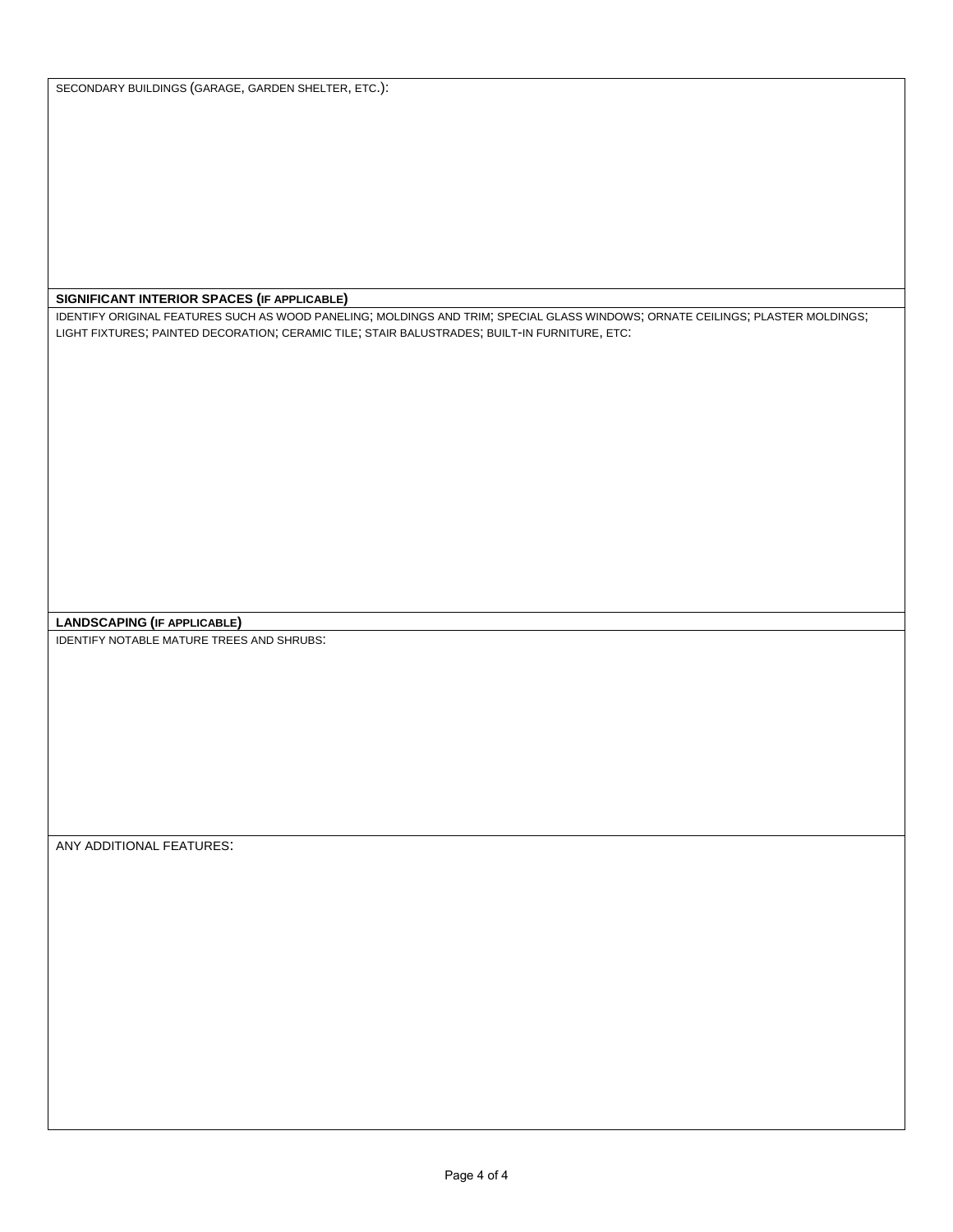SECONDARY BUILDINGS (GARAGE, GARDEN SHELTER, ETC.):

**SIGNIFICANT INTERIOR SPACES (IF APPLICABLE)**

IDENTIFY ORIGINAL FEATURES SUCH AS WOOD PANELING; MOLDINGS AND TRIM; SPECIAL GLASS WINDOWS; ORNATE CEILINGS; PLASTER MOLDINGS; LIGHT FIXTURES; PAINTED DECORATION; CERAMIC TILE; STAIR BALUSTRADES; BUILT-IN FURNITURE, ETC:

**LANDSCAPING (IF APPLICABLE)**

IDENTIFY NOTABLE MATURE TREES AND SHRUBS:

ANY ADDITIONAL FEATURES: